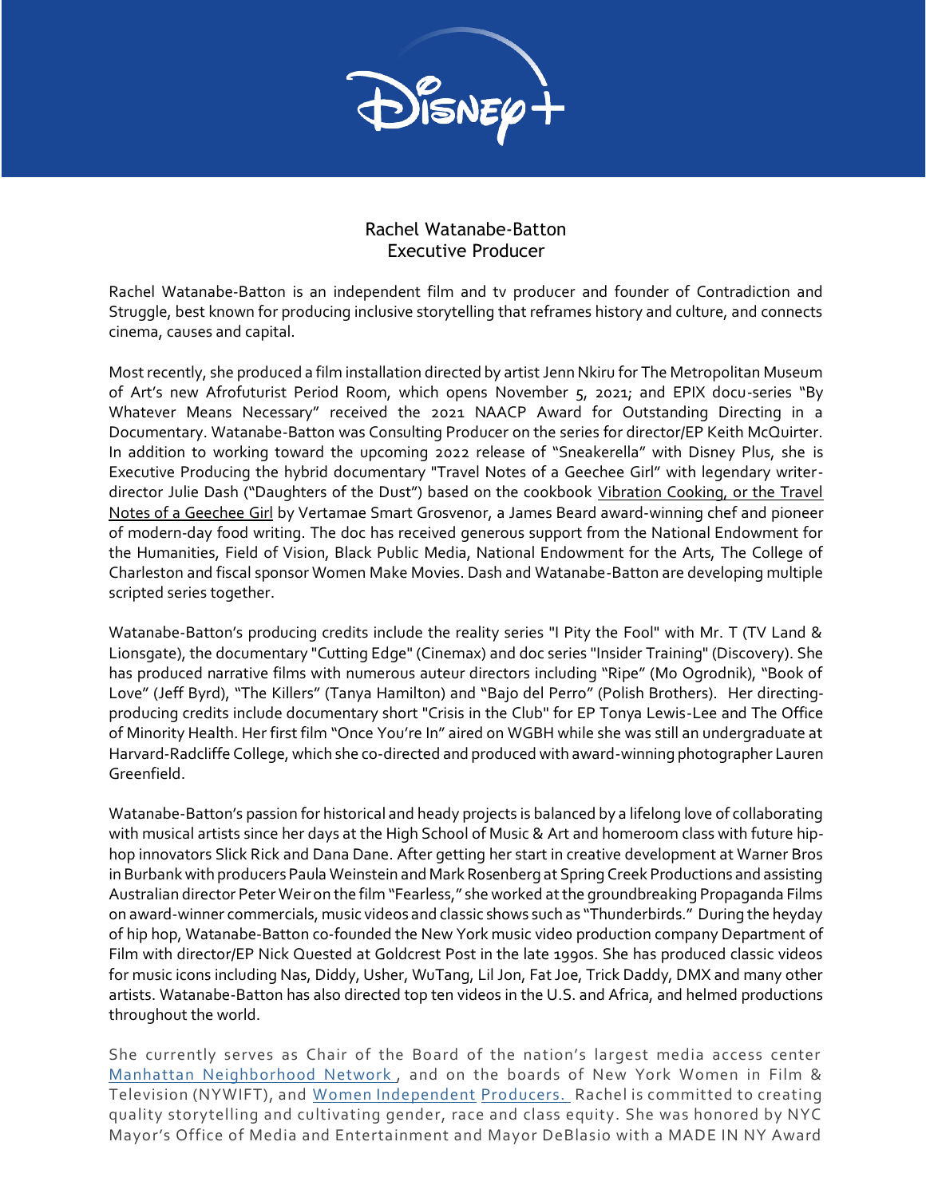# Rachel Watanabe-Batton
## Executive Producer

Rachel Watanabe-Batton is an independent film and tv producer and founder of Contradiction and Struggle, best known for producing inclusive storytelling that reframes history and culture, and connects cinema, causes and capital.

Most recently, she produced a film installation directed by artist Jenn Nkiru for The Metropolitan Museum of Art's new Afrofuturist Period Room, which opens November 5, 2021; and EPIX docu-series "By Whatever Means Necessary" received the 2021 NAACP Award for Outstanding Directing in a Documentary. Watanabe-Batton was Consulting Producer on the series for director/EP Keith McQuirter. In addition to working toward the upcoming 2022 release of "Sneakerella" with Disney Plus, she is Executive Producing the hybrid documentary "Travel Notes of a Geechee Girl" with legendary writer-director Julie Dash ("Daughters of the Dust") based on the cookbook Vibration Cooking, or the Travel Notes of a Geechee Girl by Vertamae Smart Grosvenor, a James Beard award-winning chef and pioneer of modern-day food writing. The doc has received generous support from the National Endowment for the Humanities, Field of Vision, Black Public Media, National Endowment for the Arts, The College of Charleston and fiscal sponsor Women Make Movies. Dash and Watanabe-Batton are developing multiple scripted series together.

Watanabe-Batton's producing credits include the reality series "I Pity the Fool" with Mr. T (TV Land & Lionsgate), the documentary "Cutting Edge" (Cinemax) and doc series "Insider Training" (Discovery). She has produced narrative films with numerous auteur directors including "Ripe" (Mo Ogrodnik), "Book of Love" (Jeff Byrd), "The Killers" (Tanya Hamilton) and "Bajo del Perro" (Polish Brothers). Her directing-producing credits include documentary short "Crisis in the Club" for EP Tonya Lewis-Lee and The Office of Minority Health. Her first film "Once You're In" aired on WGBH while she was still an undergraduate at Harvard-Radcliffe College, which she co-directed and produced with award-winning photographer Lauren Greenfield.

Watanabe-Batton's passion for historical and heady projects is balanced by a lifelong love of collaborating with musical artists since her days at the High School of Music & Art and homeroom class with future hip-hop innovators Slick Rick and Dana Dane. After getting her start in creative development at Warner Bros in Burbank with producers Paula Weinstein and Mark Rosenberg at Spring Creek Productions and assisting Australian director Peter Weir on the film "Fearless," she worked at the groundbreaking Propaganda Films on award-winner commercials, music videos and classic shows such as "Thunderbirds." During the heyday of hip hop, Watanabe-Batton co-founded the New York music video production company Department of Film with director/EP Nick Quested at Goldcrest Post in the late 1990s. She has produced classic videos for music icons including Nas, Diddy, Usher, WuTang, Lil Jon, Fat Joe, Trick Daddy, DMX and many other artists. Watanabe-Batton has also directed top ten videos in the U.S. and Africa, and helmed productions throughout the world.

She currently serves as Chair of the Board of the nation's largest media access center Manhattan Neighborhood Network , and on the boards of New York Women in Film & Television (NYWIFT), and Women Independent Producers. Rachel is committed to creating quality storytelling and cultivating gender, race and class equity. She was honored by NYC Mayor's Office of Media and Entertainment and Mayor DeBlasio with a MADE IN NY Award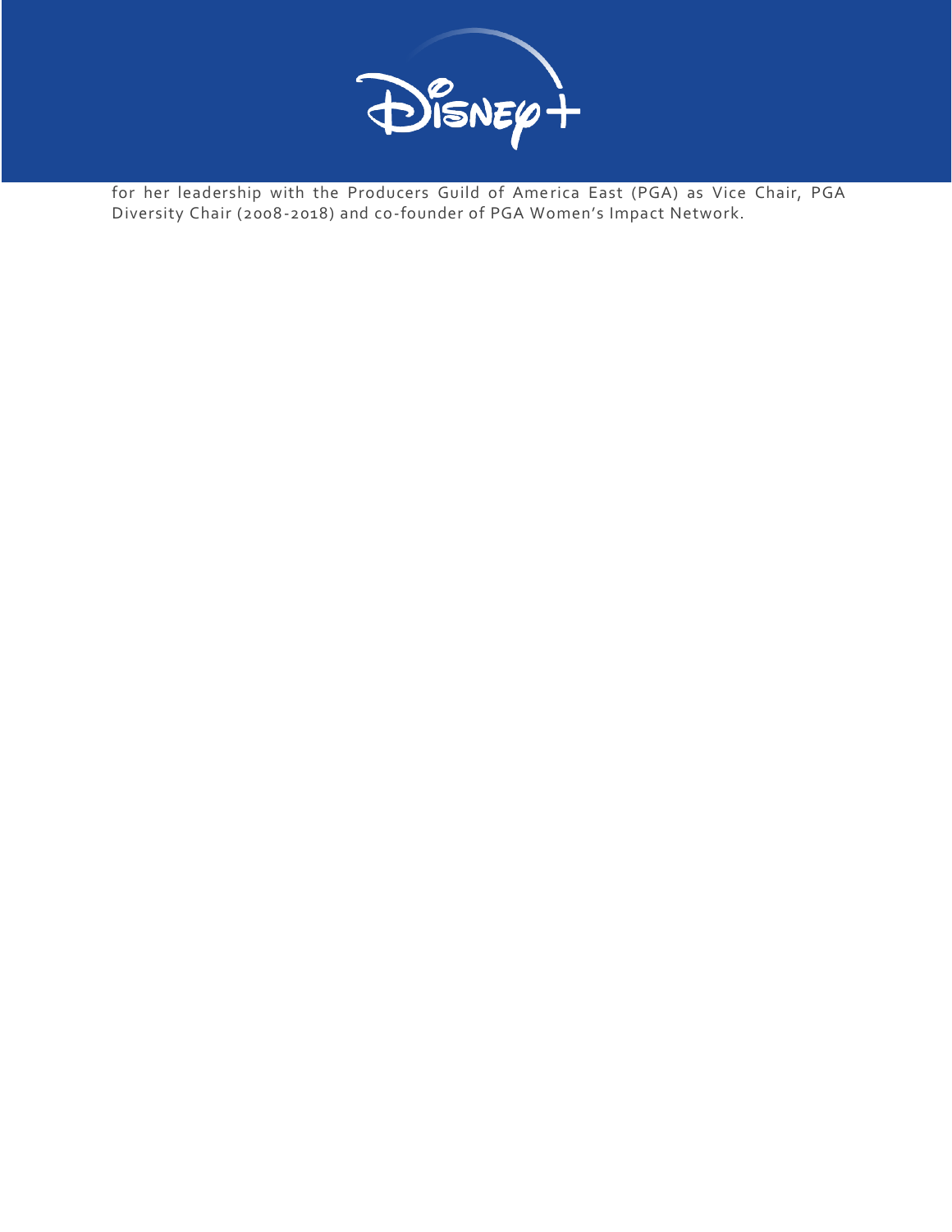for her leadership with the Producers Guild of America East (PGA) as Vice Chair, PGA Diversity Chair (2008-2018) and co-founder of PGA Women's Impact Network.